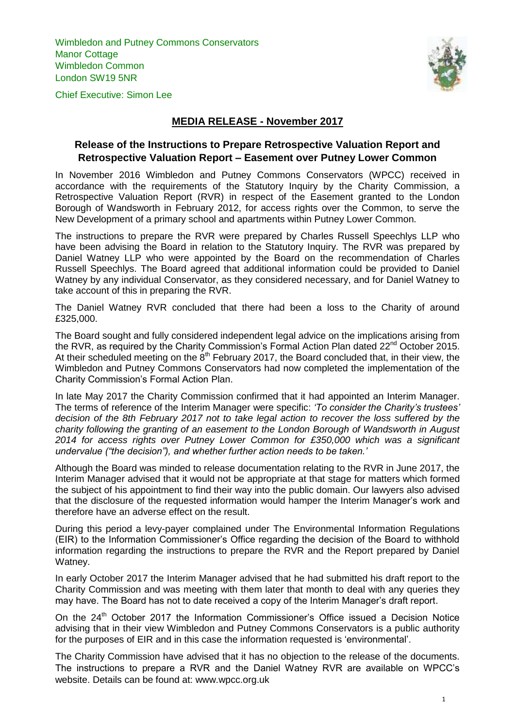Wimbledon and Putney Commons Conservators
Manor Cottage
Wimbledon Common
London SW19 5NR

Chief Executive: Simon Lee

## MEDIA RELEASE - November 2017

### Release of the Instructions to Prepare Retrospective Valuation Report and Retrospective Valuation Report – Easement over Putney Lower Common

In November 2016 Wimbledon and Putney Commons Conservators (WPCC) received in accordance with the requirements of the Statutory Inquiry by the Charity Commission, a Retrospective Valuation Report (RVR) in respect of the Easement granted to the London Borough of Wandsworth in February 2012, for access rights over the Common, to serve the New Development of a primary school and apartments within Putney Lower Common.

The instructions to prepare the RVR were prepared by Charles Russell Speechlys LLP who have been advising the Board in relation to the Statutory Inquiry. The RVR was prepared by Daniel Watney LLP who were appointed by the Board on the recommendation of Charles Russell Speechlys. The Board agreed that additional information could be provided to Daniel Watney by any individual Conservator, as they considered necessary, and for Daniel Watney to take account of this in preparing the RVR.

The Daniel Watney RVR concluded that there had been a loss to the Charity of around £325,000.

The Board sought and fully considered independent legal advice on the implications arising from the RVR, as required by the Charity Commission's Formal Action Plan dated 22nd October 2015. At their scheduled meeting on the 8th February 2017, the Board concluded that, in their view, the Wimbledon and Putney Commons Conservators had now completed the implementation of the Charity Commission's Formal Action Plan.

In late May 2017 the Charity Commission confirmed that it had appointed an Interim Manager. The terms of reference of the Interim Manager were specific: *'To consider the Charity's trustees' decision of the 8th February 2017 not to take legal action to recover the loss suffered by the charity following the granting of an easement to the London Borough of Wandsworth in August 2014 for access rights over Putney Lower Common for £350,000 which was a significant undervalue ("the decision"), and whether further action needs to be taken.'*

Although the Board was minded to release documentation relating to the RVR in June 2017, the Interim Manager advised that it would not be appropriate at that stage for matters which formed the subject of his appointment to find their way into the public domain. Our lawyers also advised that the disclosure of the requested information would hamper the Interim Manager's work and therefore have an adverse effect on the result.

During this period a levy-payer complained under The Environmental Information Regulations (EIR) to the Information Commissioner's Office regarding the decision of the Board to withhold information regarding the instructions to prepare the RVR and the Report prepared by Daniel Watney.

In early October 2017 the Interim Manager advised that he had submitted his draft report to the Charity Commission and was meeting with them later that month to deal with any queries they may have. The Board has not to date received a copy of the Interim Manager's draft report.

On the 24th October 2017 the Information Commissioner's Office issued a Decision Notice advising that in their view Wimbledon and Putney Commons Conservators is a public authority for the purposes of EIR and in this case the information requested is 'environmental'.

The Charity Commission have advised that it has no objection to the release of the documents. The instructions to prepare a RVR and the Daniel Watney RVR are available on WPCC's website. Details can be found at: www.wpcc.org.uk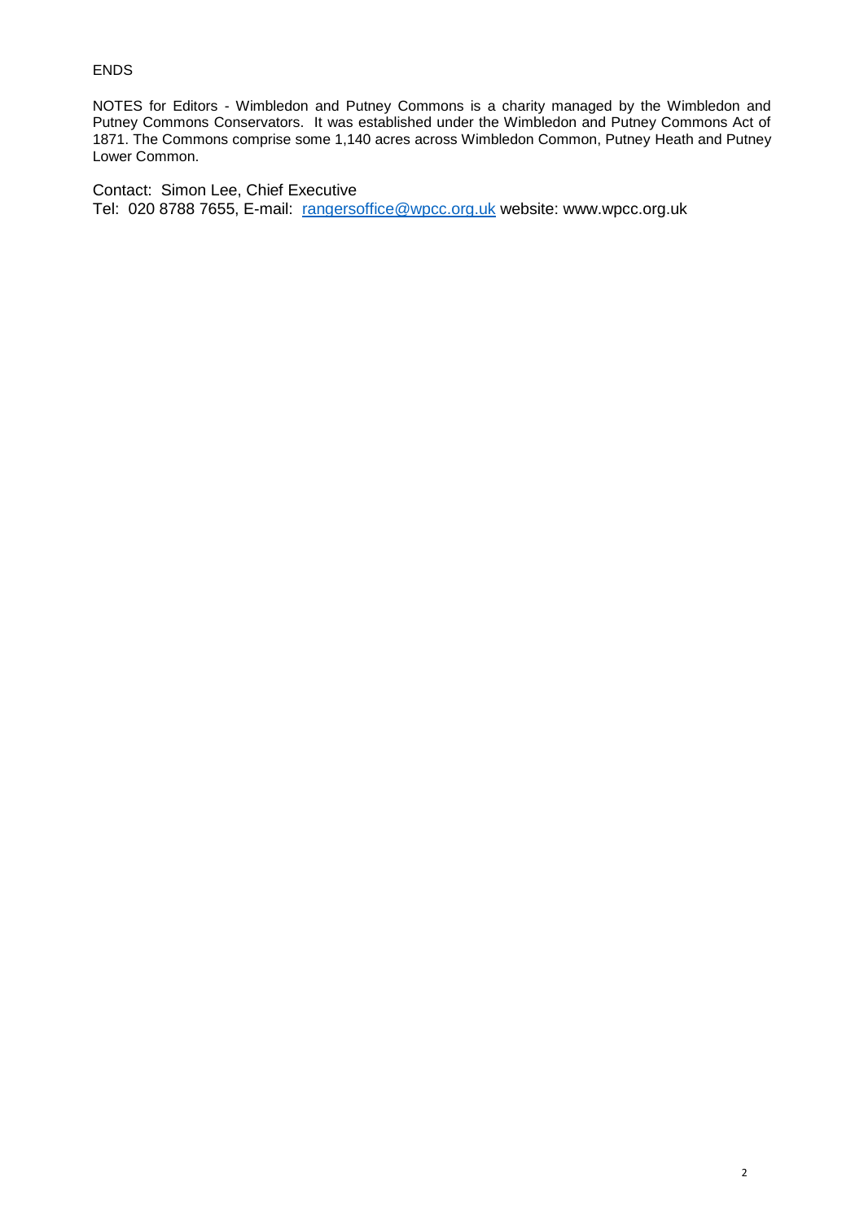ENDS

NOTES for Editors - Wimbledon and Putney Commons is a charity managed by the Wimbledon and Putney Commons Conservators. It was established under the Wimbledon and Putney Commons Act of 1871. The Commons comprise some 1,140 acres across Wimbledon Common, Putney Heath and Putney Lower Common.

Contact: Simon Lee, Chief Executive
Tel: 020 8788 7655, E-mail: rangersoffice@wpcc.org.uk website: www.wpcc.org.uk